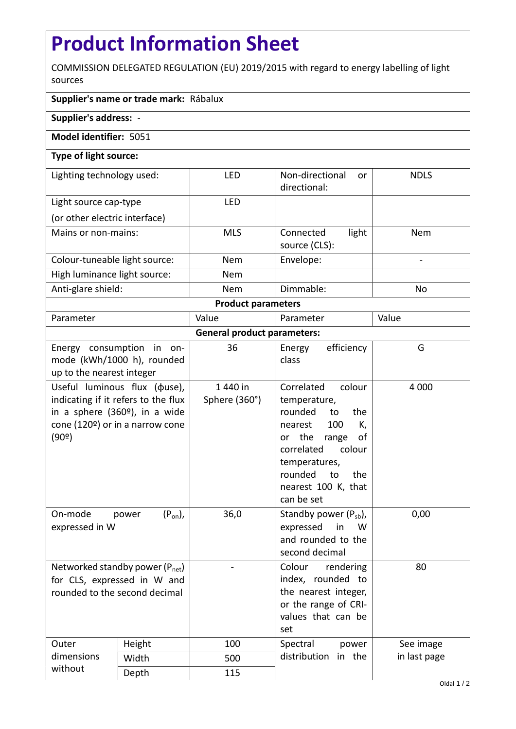# Product Information Sheet

COMMISSION DELEGATED REGULATION (EU) 2019/2015 with regard to energy labelling of light sources

**Supplier's name or trade mark:** Rábalux

**Supplier's address:** -

**Model identifier:** 5051

**Type of light source:**

| | | | |
|---|---|---|---|
| Lighting technology used: | LED | Non-directional or directional: | NDLS |
| Light source cap-type (or other electric interface) | LED | | |
| Mains or non-mains: | MLS | Connected light source (CLS): | Nem |
| Colour-tuneable light source: | Nem | Envelope: | - |
| High luminance light source: | Nem | | |
| Anti-glare shield: | Nem | Dimmable: | No |

**Product parameters**

| Parameter | | Value | Parameter | Value |
|---|---|---|---|---|
| **General product parameters:** | | | | |
| Energy consumption in on-mode (kWh/1000 h), rounded up to the nearest integer | | 36 | Energy efficiency class | G |
| Useful luminous flux (ϕuse), indicating if it refers to the flux in a sphere (360º), in a wide cone (120º) or in a narrow cone (90º) | | 1 440 in Sphere (360°) | Correlated colour temperature, rounded to the nearest 100 K, or the range of correlated colour temperatures, rounded to the nearest 100 K, that can be set | 4 000 |
| On-mode power ($P_{on}$), expressed in W | | 36,0 | Standby power ($P_{sb}$), expressed in W and rounded to the second decimal | 0,00 |
| Networked standby power ($P_{net}$) for CLS, expressed in W and rounded to the second decimal | | - | Colour rendering index, rounded to the nearest integer, or the range of CRI-values that can be set | 80 |
| Outer dimensions without | Height | 100 | Spectral power distribution in the | See image in last page |
| | Width | 500 | | |
| | Depth | 115 | | |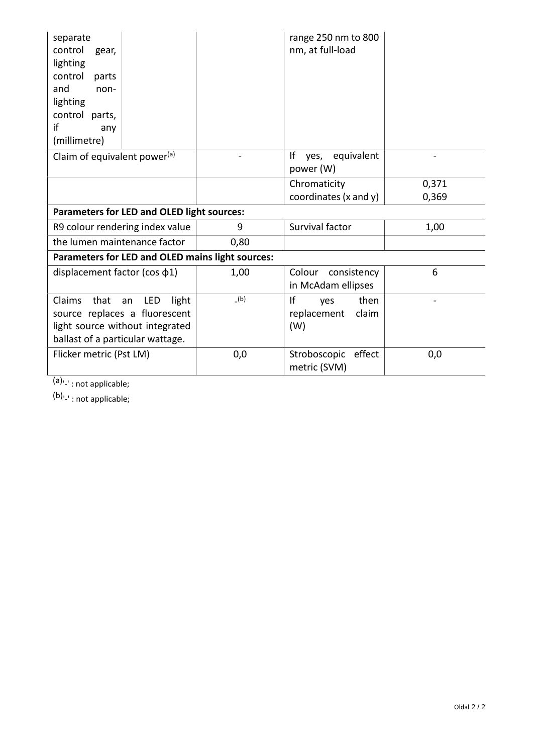| | | | |
|---|---|---|---|
| separate control gear, lighting control parts and non-lighting control parts, if any (millimetre) | | range 250 nm to 800 nm, at full-load | |
| Claim of equivalent power[(a)] | - | If yes, equivalent power (W) | - |
| | | Chromaticity coordinates (x and y) | 0,371<br>0,369 |
| **Parameters for LED and OLED light sources:** | | | |
| R9 colour rendering index value | 9 | Survival factor | 1,00 |
| the lumen maintenance factor | 0,80 | | |
| **Parameters for LED and OLED mains light sources:** | | | |
| displacement factor (cos ϕ1) | 1,00 | Colour consistency in McAdam ellipses | 6 |
| Claims that an LED light source replaces a fluorescent light source without integrated ballast of a particular wattage. | -[(b)] | If yes then replacement claim (W) | - |
| Flicker metric (Pst LM) | 0,0 | Stroboscopic effect metric (SVM) | 0,0 |

(a)'-' : not applicable;

(b)'-' : not applicable;